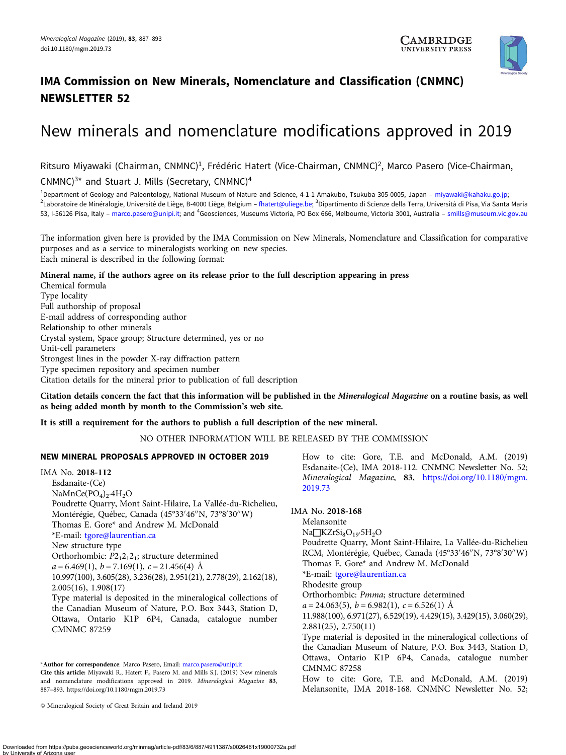## IMA Commission on New Minerals, Nomenclature and Classification (CNMNC) NEWSLETTER 52

# New minerals and nomenclature modifications approved in 2019

Ritsuro Miyawaki (Chairman, CNMNC)[1], Frédéric Hatert (Vice-Chairman, CNMNC)[2], Marco Pasero (Vice-Chairman, CNMNC)[3]* and Stuart J. Mills (Secretary, CNMNC)[4]

[1]Department of Geology and Paleontology, National Museum of Nature and Science, 4-1-1 Amakubo, Tsukuba 305-0005, Japan – miyawaki@kahaku.go.jp; [2]Laboratoire de Minéralogie, Université de Liège, B-4000 Liège, Belgium – fhatert@uliege.be; [3]Dipartimento di Scienze della Terra, Università di Pisa, Via Santa Maria 53, I-56126 Pisa, Italy – marco.pasero@unipi.it; and [4]Geosciences, Museums Victoria, PO Box 666, Melbourne, Victoria 3001, Australia – smills@museum.vic.gov.au

The information given here is provided by the IMA Commission on New Minerals, Nomenclature and Classification for comparative purposes and as a service to mineralogists working on new species.
Each mineral is described in the following format:

**Mineral name, if the authors agree on its release prior to the full description appearing in press**
Chemical formula
Type locality
Full authorship of proposal
E-mail address of corresponding author
Relationship to other minerals
Crystal system, Space group; Structure determined, yes or no
Unit-cell parameters
Strongest lines in the powder X-ray diffraction pattern
Type specimen repository and specimen number
Citation details for the mineral prior to publication of full description

**Citation details concern the fact that this information will be published in the *Mineralogical Magazine* on a routine basis, as well as being added month by month to the Commission's web site.**

**It is still a requirement for the authors to publish a full description of the new mineral.**

NO OTHER INFORMATION WILL BE RELEASED BY THE COMMISSION

### NEW MINERAL PROPOSALS APPROVED IN OCTOBER 2019

IMA No. **2018-112**
Esdanaite-(Ce)
$NaMnCe(PO_4)_2·4H_2O$
Poudrette Quarry, Mont Saint-Hilaire, La Vallée-du-Richelieu, Montérégie, Québec, Canada (45°33′46″N, 73°8′30″W)
Thomas E. Gore* and Andrew M. McDonald
*E-mail: tgore@laurentian.ca
New structure type
Orthorhombic: $P2_12_12_1$; structure determined
$a$ = 6.469(1), $b$ = 7.169(1), $c$ = 21.456(4) Å
10.997(100), 3.605(28), 3.236(28), 2.951(21), 2.778(29), 2.162(18), 2.005(16), 1.908(17)
Type material is deposited in the mineralogical collections of the Canadian Museum of Nature, P.O. Box 3443, Station D, Ottawa, Ontario K1P 6P4, Canada, catalogue number CMNMC 87259
How to cite: Gore, T.E. and McDonald, A.M. (2019) Esdanaite-(Ce), IMA 2018-112. CNMNC Newsletter No. 52; *Mineralogical Magazine*, **83**, https://doi.org/10.1180/mgm.2019.73

IMA No. **2018-168**
Melansonite
$Na\square KZrSi_8O_{19}·5H_2O$
Poudrette Quarry, Mont Saint-Hilaire, La Vallée-du-Richelieu RCM, Montérégie, Québec, Canada (45°33′46″N, 73°8′30″W)
Thomas E. Gore* and Andrew M. McDonald
*E-mail: tgore@laurentian.ca
Rhodesite group
Orthorhombic: *Pmma*; structure determined
$a$ = 24.063(5), $b$ = 6.982(1), $c$ = 6.526(1) Å
11.988(100), 6.971(27), 6.529(19), 4.429(15), 3.429(15), 3.060(29), 2.881(25), 2.750(11)
Type material is deposited in the mineralogical collections of the Canadian Museum of Nature, P.O. Box 3443, Station D, Ottawa, Ontario K1P 6P4, Canada, catalogue number CMNMC 87258
How to cite: Gore, T.E. and McDonald, A.M. (2019) Melansonite, IMA 2018-168. CNMNC Newsletter No. 52;

*Author for correspondence: Marco Pasero, Email: marco.pasero@unipi.it
Cite this article: Miyawaki R., Hatert F., Pasero M. and Mills S.J. (2019) New minerals and nomenclature modifications approved in 2019. *Mineralogical Magazine* **83**, 887–893. https://doi.org/10.1180/mgm.2019.73

© Mineralogical Society of Great Britain and Ireland 2019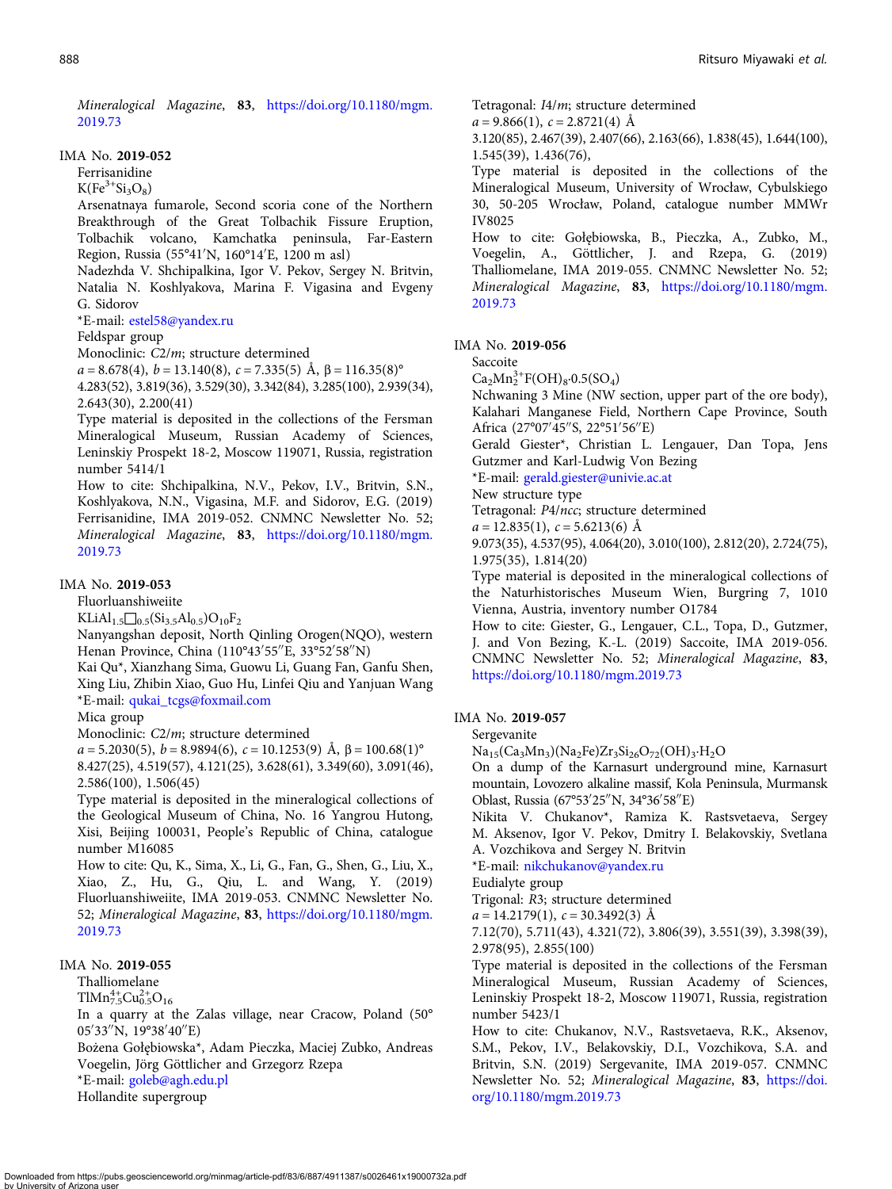*Mineralogical Magazine*, **83**, https://doi.org/10.1180/mgm.2019.73

IMA No. **2019-052**

Ferrisanidine

$K(Fe^{3+}Si_3O_8)$

Arsenatnaya fumarole, Second scoria cone of the Northern Breakthrough of the Great Tolbachik Fissure Eruption, Tolbachik volcano, Kamchatka peninsula, Far-Eastern Region, Russia (55°41′N, 160°14′E, 1200 m asl)

Nadezhda V. Shchipalkina, Igor V. Pekov, Sergey N. Britvin, Natalia N. Koshlyakova, Marina F. Vigasina and Evgeny G. Sidorov

*E-mail: estel58@yandex.ru

Feldspar group

Monoclinic: *C*2/*m*; structure determined

*a* = 8.678(4), *b* = 13.140(8), *c* = 7.335(5) Å, β = 116.35(8)°

4.283(52), 3.819(36), 3.529(30), 3.342(84), 3.285(100), 2.939(34), 2.643(30), 2.200(41)

Type material is deposited in the collections of the Fersman Mineralogical Museum, Russian Academy of Sciences, Leninskiy Prospekt 18-2, Moscow 119071, Russia, registration number 5414/1

How to cite: Shchipalkina, N.V., Pekov, I.V., Britvin, S.N., Koshlyakova, N.N., Vigasina, M.F. and Sidorov, E.G. (2019) Ferrisanidine, IMA 2019-052. CNMNC Newsletter No. 52; *Mineralogical Magazine*, **83**, https://doi.org/10.1180/mgm.2019.73

IMA No. **2019-053**

Fluorluanshiweiite

$KLiAl_{1.5}\square_{0.5}(Si_{3.5}Al_{0.5})O_{10}F_2$

Nanyangshan deposit, North Qinling Orogen(NQO), western Henan Province, China (110°43′55″E, 33°52′58″N)

Kai Qu*, Xianzhang Sima, Guowu Li, Guang Fan, Ganfu Shen, Xing Liu, Zhibin Xiao, Guo Hu, Linfei Qiu and Yanjuan Wang

*E-mail: qukai_tcgs@foxmail.com

Mica group

Monoclinic: *C*2/*m*; structure determined

*a* = 5.2030(5), *b* = 8.9894(6), *c* = 10.1253(9) Å, β = 100.68(1)°

8.427(25), 4.519(57), 4.121(25), 3.628(61), 3.349(60), 3.091(46), 2.586(100), 1.506(45)

Type material is deposited in the mineralogical collections of the Geological Museum of China, No. 16 Yangrou Hutong, Xisi, Beijing 100031, People's Republic of China, catalogue number M16085

How to cite: Qu, K., Sima, X., Li, G., Fan, G., Shen, G., Liu, X., Xiao, Z., Hu, G., Qiu, L. and Wang, Y. (2019) Fluorluanshiweiite, IMA 2019-053. CNMNC Newsletter No. 52; *Mineralogical Magazine*, **83**, https://doi.org/10.1180/mgm.2019.73

IMA No. **2019-055**

Thalliomelane

$TlMn^{4+}_{7.5}Cu^{2+}_{0.5}O_{16}$

In a quarry at the Zalas village, near Cracow, Poland (50° 05′33″N, 19°38′40″E)

Bożena Gołębiowska*, Adam Pieczka, Maciej Zubko, Andreas Voegelin, Jörg Göttlicher and Grzegorz Rzepa

*E-mail: goleb@agh.edu.pl

Hollandite supergroup

Tetragonal: *I*4/*m*; structure determined

*a* = 9.866(1), *c* = 2.8721(4) Å

3.120(85), 2.467(39), 2.407(66), 2.163(66), 1.838(45), 1.644(100), 1.545(39), 1.436(76),

Type material is deposited in the collections of the Mineralogical Museum, University of Wrocław, Cybulskiego 30, 50-205 Wrocław, Poland, catalogue number MMWr IV8025

How to cite: Gołębiowska, B., Pieczka, A., Zubko, M., Voegelin, A., Göttlicher, J. and Rzepa, G. (2019) Thalliomelane, IMA 2019-055. CNMNC Newsletter No. 52; *Mineralogical Magazine*, **83**, https://doi.org/10.1180/mgm.2019.73

IMA No. **2019-056**

Saccoite

$Ca_2Mn^{3+}_2F(OH)_8{\cdot}0.5(SO_4)$

Nchwaning 3 Mine (NW section, upper part of the ore body), Kalahari Manganese Field, Northern Cape Province, South Africa (27°07′45″S, 22°51′56″E)

Gerald Giester*, Christian L. Lengauer, Dan Topa, Jens Gutzmer and Karl-Ludwig Von Bezing

*E-mail: gerald.giester@univie.ac.at

New structure type

Tetragonal: *P*4/*ncc*; structure determined

*a* = 12.835(1), *c* = 5.6213(6) Å

9.073(35), 4.537(95), 4.064(20), 3.010(100), 2.812(20), 2.724(75), 1.975(35), 1.814(20)

Type material is deposited in the mineralogical collections of the Naturhistorisches Museum Wien, Burgring 7, 1010 Vienna, Austria, inventory number O1784

How to cite: Giester, G., Lengauer, C.L., Topa, D., Gutzmer, J. and Von Bezing, K.-L. (2019) Saccoite, IMA 2019-056. CNMNC Newsletter No. 52; *Mineralogical Magazine*, **83**, https://doi.org/10.1180/mgm.2019.73

IMA No. **2019-057**

Sergevanite

$Na_{15}(Ca_3Mn_3)(Na_2Fe)Zr_3Si_{26}O_{72}(OH)_3{\cdot}H_2O$

On a dump of the Karnasurt underground mine, Karnasurt mountain, Lovozero alkaline massif, Kola Peninsula, Murmansk Oblast, Russia (67°53′25″N, 34°36′58″E)

Nikita V. Chukanov*, Ramiza K. Rastsvetaeva, Sergey M. Aksenov, Igor V. Pekov, Dmitry I. Belakovskiy, Svetlana A. Vozchikova and Sergey N. Britvin

*E-mail: nikchukanov@yandex.ru

Eudialyte group

Trigonal: *R*3; structure determined

*a* = 14.2179(1), *c* = 30.3492(3) Å

7.12(70), 5.711(43), 4.321(72), 3.806(39), 3.551(39), 3.398(39), 2.978(95), 2.855(100)

Type material is deposited in the collections of the Fersman Mineralogical Museum, Russian Academy of Sciences, Leninskiy Prospekt 18-2, Moscow 119071, Russia, registration number 5423/1

How to cite: Chukanov, N.V., Rastsvetaeva, R.K., Aksenov, S.M., Pekov, I.V., Belakovskiy, D.I., Vozchikova, S.A. and Britvin, S.N. (2019) Sergevanite, IMA 2019-057. CNMNC Newsletter No. 52; *Mineralogical Magazine*, **83**, https://doi.org/10.1180/mgm.2019.73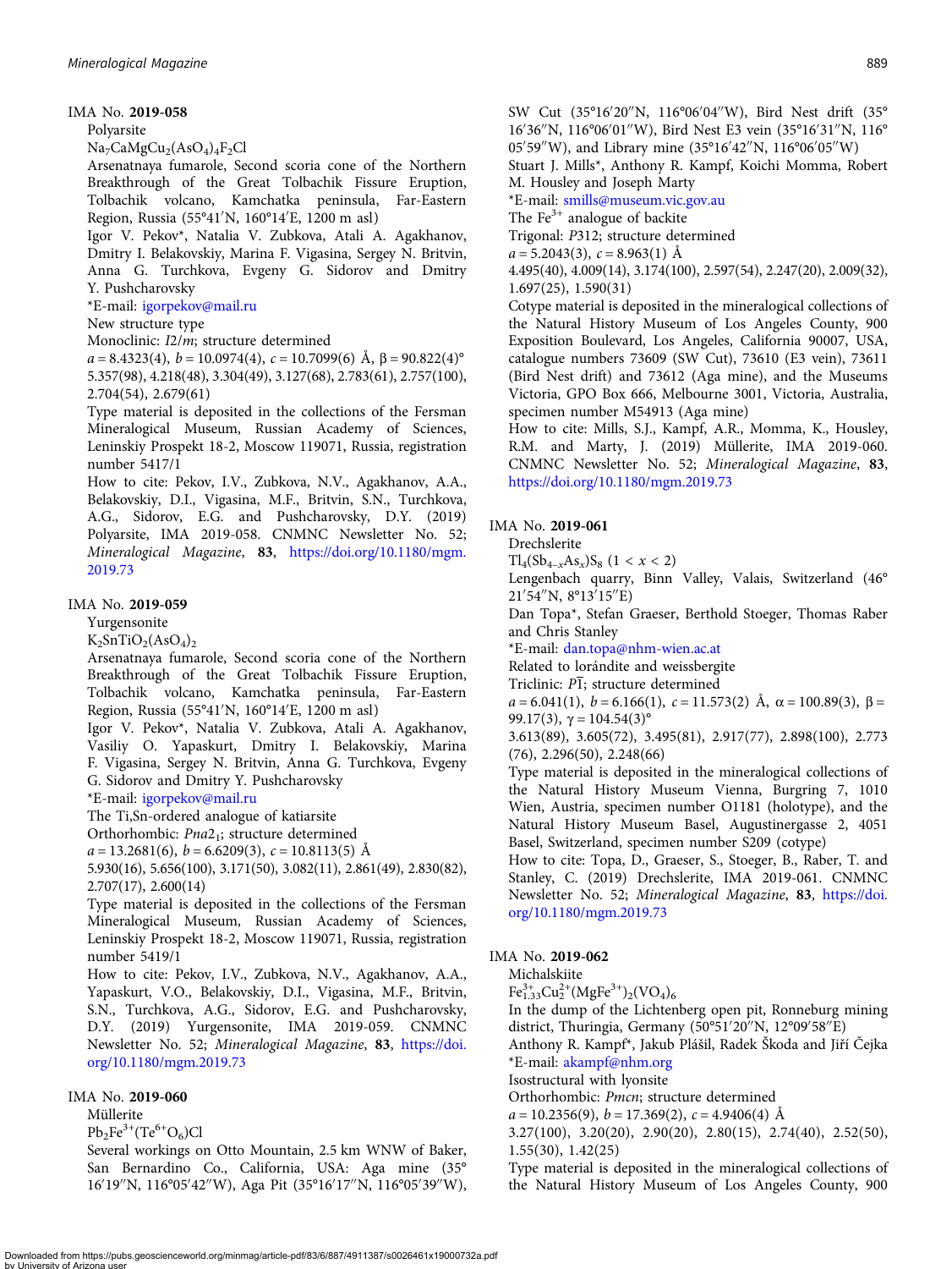**IMA No. 2019-058**

Polyarsite

$Na_7CaMgCu_2(AsO_4)_4F_2Cl$

Arsenatnaya fumarole, Second scoria cone of the Northern Breakthrough of the Great Tolbachik Fissure Eruption, Tolbachik volcano, Kamchatka peninsula, Far-Eastern Region, Russia (55°41′N, 160°14′E, 1200 m asl)

Igor V. Pekov*, Natalia V. Zubkova, Atali A. Agakhanov, Dmitry I. Belakovskiy, Marina F. Vigasina, Sergey N. Britvin, Anna G. Turchkova, Evgeny G. Sidorov and Dmitry Y. Pushcharovsky

*E-mail: igorpekov@mail.ru

New structure type

Monoclinic: $I2/m$; structure determined

$a$ = 8.4323(4), $b$ = 10.0974(4), $c$ = 10.7099(6) Å, β = 90.822(4)°

5.357(98), 4.218(48), 3.304(49), 3.127(68), 2.783(61), 2.757(100), 2.704(54), 2.679(61)

Type material is deposited in the collections of the Fersman Mineralogical Museum, Russian Academy of Sciences, Leninskiy Prospekt 18-2, Moscow 119071, Russia, registration number 5417/1

How to cite: Pekov, I.V., Zubkova, N.V., Agakhanov, A.A., Belakovskiy, D.I., Vigasina, M.F., Britvin, S.N., Turchkova, A.G., Sidorov, E.G. and Pushcharovsky, D.Y. (2019) Polyarsite, IMA 2019-058. CNMNC Newsletter No. 52; *Mineralogical Magazine*, **83**, https://doi.org/10.1180/mgm.2019.73

**IMA No. 2019-059**

Yurgensonite

$K_2SnTiO_2(AsO_4)_2$

Arsenatnaya fumarole, Second scoria cone of the Northern Breakthrough of the Great Tolbachik Fissure Eruption, Tolbachik volcano, Kamchatka peninsula, Far-Eastern Region, Russia (55°41′N, 160°14′E, 1200 m asl)

Igor V. Pekov*, Natalia V. Zubkova, Atali A. Agakhanov, Vasiliy O. Yapaskurt, Dmitry I. Belakovskiy, Marina F. Vigasina, Sergey N. Britvin, Anna G. Turchkova, Evgeny G. Sidorov and Dmitry Y. Pushcharovsky

*E-mail: igorpekov@mail.ru

The Ti,Sn-ordered analogue of katiarsite

Orthorhombic: $Pna2_1$; structure determined

$a$ = 13.2681(6), $b$ = 6.6209(3), $c$ = 10.8113(5) Å

5.930(16), 5.656(100), 3.171(50), 3.082(11), 2.861(49), 2.830(82), 2.707(17), 2.600(14)

Type material is deposited in the collections of the Fersman Mineralogical Museum, Russian Academy of Sciences, Leninskiy Prospekt 18-2, Moscow 119071, Russia, registration number 5419/1

How to cite: Pekov, I.V., Zubkova, N.V., Agakhanov, A.A., Yapaskurt, V.O., Belakovskiy, D.I., Vigasina, M.F., Britvin, S.N., Turchkova, A.G., Sidorov, E.G. and Pushcharovsky, D.Y. (2019) Yurgensonite, IMA 2019-059. CNMNC Newsletter No. 52; *Mineralogical Magazine*, **83**, https://doi.org/10.1180/mgm.2019.73

**IMA No. 2019-060**

Müllerite

$Pb_2Fe^{3+}(Te^{6+}O_6)Cl$

Several workings on Otto Mountain, 2.5 km WNW of Baker, San Bernardino Co., California, USA: Aga mine (35°16′19″N, 116°05′42″W), Aga Pit (35°16′17″N, 116°05′39″W), SW Cut (35°16′20″N, 116°06′04″W), Bird Nest drift (35°16′36″N, 116°06′01″W), Bird Nest E3 vein (35°16′31″N, 116°05′59″W), and Library mine (35°16′42″N, 116°06′05″W)

Stuart J. Mills*, Anthony R. Kampf, Koichi Momma, Robert M. Housley and Joseph Marty

*E-mail: smills@museum.vic.gov.au

The $Fe^{3+}$ analogue of backite

Trigonal: $P312$; structure determined

$a$ = 5.2043(3), $c$ = 8.963(1) Å

4.495(40), 4.009(14), 3.174(100), 2.597(54), 2.247(20), 2.009(32), 1.697(25), 1.590(31)

Cotype material is deposited in the mineralogical collections of the Natural History Museum of Los Angeles County, 900 Exposition Boulevard, Los Angeles, California 90007, USA, catalogue numbers 73609 (SW Cut), 73610 (E3 vein), 73611 (Bird Nest drift) and 73612 (Aga mine), and the Museums Victoria, GPO Box 666, Melbourne 3001, Victoria, Australia, specimen number M54913 (Aga mine)

How to cite: Mills, S.J., Kampf, A.R., Momma, K., Housley, R.M. and Marty, J. (2019) Müllerite, IMA 2019-060. CNMNC Newsletter No. 52; *Mineralogical Magazine*, **83**, https://doi.org/10.1180/mgm.2019.73

**IMA No. 2019-061**

Drechslerite

$Tl_4(Sb_{4-x}As_x)S_8$ $(1 < x < 2)$

Lengenbach quarry, Binn Valley, Valais, Switzerland (46°21′54″N, 8°13′15″E)

Dan Topa*, Stefan Graeser, Berthold Stoeger, Thomas Raber and Chris Stanley

*E-mail: dan.topa@nhm-wien.ac.at

Related to lorándite and weissbergite

Triclinic: $P\bar{1}$; structure determined

$a$ = 6.041(1), $b$ = 6.166(1), $c$ = 11.573(2) Å, α = 100.89(3), β = 99.17(3), γ = 104.54(3)°

3.613(89), 3.605(72), 3.495(81), 2.917(77), 2.898(100), 2.773(76), 2.296(50), 2.248(66)

Type material is deposited in the mineralogical collections of the Natural History Museum Vienna, Burgring 7, 1010 Wien, Austria, specimen number O1181 (holotype), and the Natural History Museum Basel, Augustinergasse 2, 4051 Basel, Switzerland, specimen number S209 (cotype)

How to cite: Topa, D., Graeser, S., Stoeger, B., Raber, T. and Stanley, C. (2019) Drechslerite, IMA 2019-061. CNMNC Newsletter No. 52; *Mineralogical Magazine*, **83**, https://doi.org/10.1180/mgm.2019.73

**IMA No. 2019-062**

Michalskiite

$Fe^{3+}_{1.33}Cu^{2+}_2(MgFe^{3+})_2(VO_4)_6$

In the dump of the Lichtenberg open pit, Ronneburg mining district, Thuringia, Germany (50°51′20″N, 12°09′58″E)

Anthony R. Kampf*, Jakub Plášil, Radek Škoda and Jiří Čejka

*E-mail: akampf@nhm.org

Isostructural with lyonsite

Orthorhombic: $Pmcn$; structure determined

$a$ = 10.2356(9), $b$ = 17.369(2), $c$ = 4.9406(4) Å

3.27(100), 3.20(20), 2.90(20), 2.80(15), 2.74(40), 2.52(50), 1.55(30), 1.42(25)

Type material is deposited in the mineralogical collections of the Natural History Museum of Los Angeles County, 900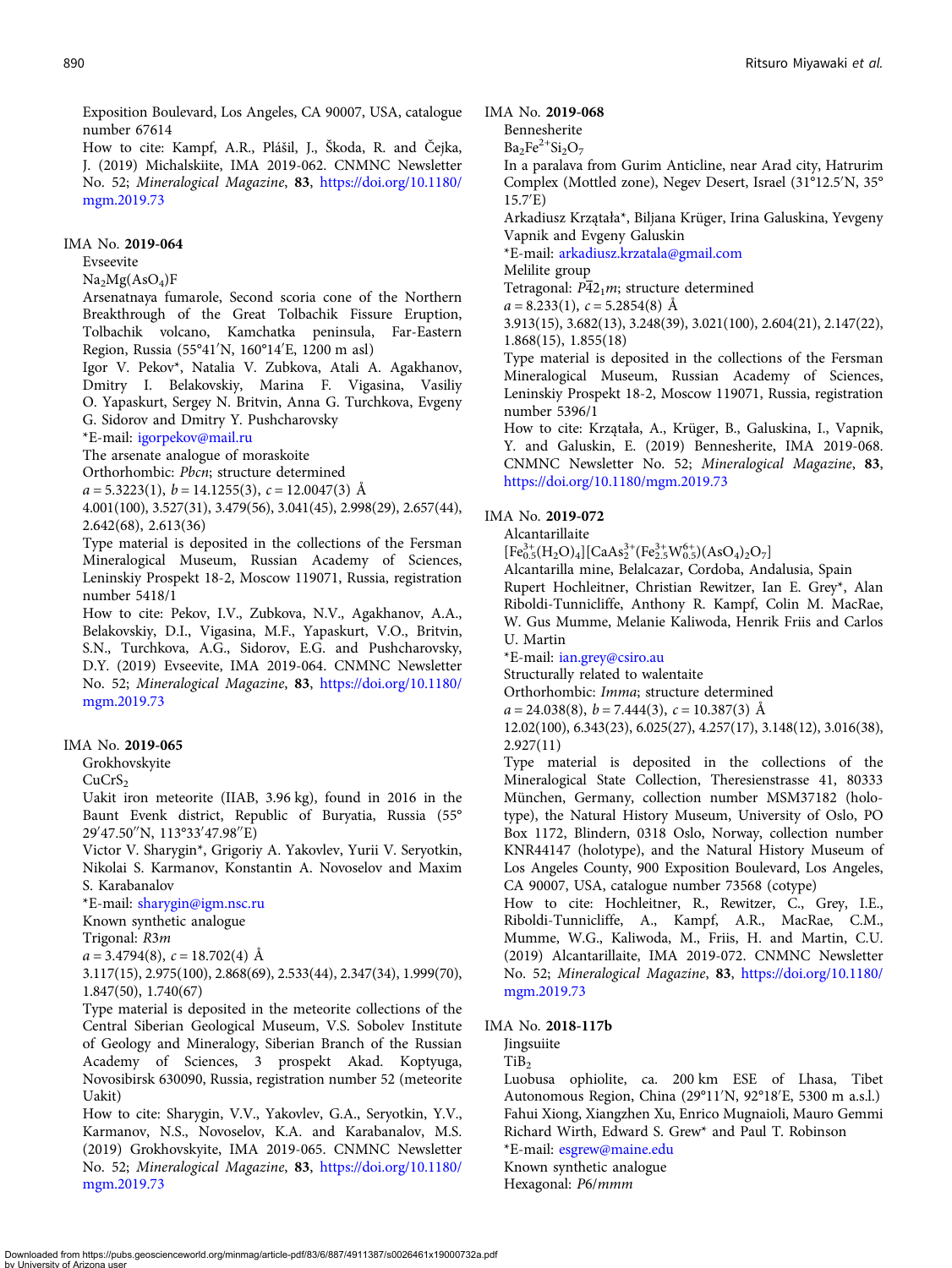Exposition Boulevard, Los Angeles, CA 90007, USA, catalogue number 67614

How to cite: Kampf, A.R., Plášil, J., Škoda, R. and Čejka, J. (2019) Michalskiite, IMA 2019-062. CNMNC Newsletter No. 52; *Mineralogical Magazine*, **83**, https://doi.org/10.1180/mgm.2019.73

IMA No. **2019-064**

Evseevite

$Na_2Mg(AsO_4)F$

Arsenatnaya fumarole, Second scoria cone of the Northern Breakthrough of the Great Tolbachik Fissure Eruption, Tolbachik volcano, Kamchatka peninsula, Far-Eastern Region, Russia (55°41′N, 160°14′E, 1200 m asl)

Igor V. Pekov*, Natalia V. Zubkova, Atali A. Agakhanov, Dmitry I. Belakovskiy, Marina F. Vigasina, Vasiliy O. Yapaskurt, Sergey N. Britvin, Anna G. Turchkova, Evgeny G. Sidorov and Dmitry Y. Pushcharovsky

*E-mail: igorpekov@mail.ru

The arsenate analogue of moraskoite

Orthorhombic: *Pbcn*; structure determined

$a$ = 5.3223(1), $b$ = 14.1255(3), $c$ = 12.0047(3) Å

4.001(100), 3.527(31), 3.479(56), 3.041(45), 2.998(29), 2.657(44), 2.642(68), 2.613(36)

Type material is deposited in the collections of the Fersman Mineralogical Museum, Russian Academy of Sciences, Leninskiy Prospekt 18-2, Moscow 119071, Russia, registration number 5418/1

How to cite: Pekov, I.V., Zubkova, N.V., Agakhanov, A.A., Belakovskiy, D.I., Vigasina, M.F., Yapaskurt, V.O., Britvin, S.N., Turchkova, A.G., Sidorov, E.G. and Pushcharovsky, D.Y. (2019) Evseevite, IMA 2019-064. CNMNC Newsletter No. 52; *Mineralogical Magazine*, **83**, https://doi.org/10.1180/mgm.2019.73

IMA No. **2019-065**

Grokhovskyite

$CuCrS_2$

Uakit iron meteorite (IIAB, 3.96 kg), found in 2016 in the Baunt Evenk district, Republic of Buryatia, Russia (55°29′47.50″N, 113°33′47.98″E)

Victor V. Sharygin*, Grigoriy A. Yakovlev, Yurii V. Seryotkin, Nikolai S. Karmanov, Konstantin A. Novoselov and Maxim S. Karabanalov

*E-mail: sharygin@igm.nsc.ru

Known synthetic analogue

Trigonal: *R*3*m*

$a$ = 3.4794(8), $c$ = 18.702(4) Å

3.117(15), 2.975(100), 2.868(69), 2.533(44), 2.347(34), 1.999(70), 1.847(50), 1.740(67)

Type material is deposited in the meteorite collections of the Central Siberian Geological Museum, V.S. Sobolev Institute of Geology and Mineralogy, Siberian Branch of the Russian Academy of Sciences, 3 prospekt Akad. Koptyuga, Novosibirsk 630090, Russia, registration number 52 (meteorite Uakit)

How to cite: Sharygin, V.V., Yakovlev, G.A., Seryotkin, Y.V., Karmanov, N.S., Novoselov, K.A. and Karabanalov, M.S. (2019) Grokhovskyite, IMA 2019-065. CNMNC Newsletter No. 52; *Mineralogical Magazine*, **83**, https://doi.org/10.1180/mgm.2019.73

IMA No. **2019-068**

Bennesherite

$Ba_2Fe^{2+}Si_2O_7$

In a paralava from Gurim Anticline, near Arad city, Hatrurim Complex (Mottled zone), Negev Desert, Israel (31°12.5′N, 35°15.7′E)

Arkadiusz Krzątała*, Biljana Krüger, Irina Galuskina, Yevgeny Vapnik and Evgeny Galuskin

*E-mail: arkadiusz.krzatala@gmail.com

Melilite group

Tetragonal: $P\overline{4}2_1m$; structure determined

$a$ = 8.233(1), $c$ = 5.2854(8) Å

3.913(15), 3.682(13), 3.248(39), 3.021(100), 2.604(21), 2.147(22), 1.868(15), 1.855(18)

Type material is deposited in the collections of the Fersman Mineralogical Museum, Russian Academy of Sciences, Leninskiy Prospekt 18-2, Moscow 119071, Russia, registration number 5396/1

How to cite: Krzątała, A., Krüger, B., Galuskina, I., Vapnik, Y. and Galuskin, E. (2019) Bennesherite, IMA 2019-068. CNMNC Newsletter No. 52; *Mineralogical Magazine*, **83**, https://doi.org/10.1180/mgm.2019.73

IMA No. **2019-072**

Alcantarillaite

$[Fe^{3+}_{0.5}(H_2O)_4][CaAs^{3+}_2(Fe^{3+}_{2.5}W^{6+}_{0.5})(AsO_4)_2O_7]$

Alcantarilla mine, Belalcazar, Cordoba, Andalusia, Spain

Rupert Hochleitner, Christian Rewitzer, Ian E. Grey*, Alan Riboldi-Tunnicliffe, Anthony R. Kampf, Colin M. MacRae, W. Gus Mumme, Melanie Kaliwoda, Henrik Friis and Carlos U. Martin

*E-mail: ian.grey@csiro.au

Structurally related to walentaite

Orthorhombic: *Imma*; structure determined

$a$ = 24.038(8), $b$ = 7.444(3), $c$ = 10.387(3) Å

12.02(100), 6.343(23), 6.025(27), 4.257(17), 3.148(12), 3.016(38), 2.927(11)

Type material is deposited in the collections of the Mineralogical State Collection, Theresienstrasse 41, 80333 München, Germany, collection number MSM37182 (holotype), the Natural History Museum, University of Oslo, PO Box 1172, Blindern, 0318 Oslo, Norway, collection number KNR44147 (holotype), and the Natural History Museum of Los Angeles County, 900 Exposition Boulevard, Los Angeles, CA 90007, USA, catalogue number 73568 (cotype)

How to cite: Hochleitner, R., Rewitzer, C., Grey, I.E., Riboldi-Tunnicliffe, A., Kampf, A.R., MacRae, C.M., Mumme, W.G., Kaliwoda, M., Friis, H. and Martin, C.U. (2019) Alcantarillaite, IMA 2019-072. CNMNC Newsletter No. 52; *Mineralogical Magazine*, **83**, https://doi.org/10.1180/mgm.2019.73

IMA No. **2018-117b**

Jingsuiite

$TiB_2$

Luobusa ophiolite, ca. 200 km ESE of Lhasa, Tibet Autonomous Region, China (29°11′N, 92°18′E, 5300 m a.s.l.)

Fahui Xiong, Xiangzhen Xu, Enrico Mugnaioli, Mauro Gemmi Richard Wirth, Edward S. Grew* and Paul T. Robinson

*E-mail: esgrew@maine.edu

Known synthetic analogue

Hexagonal: *P*6/*mmm*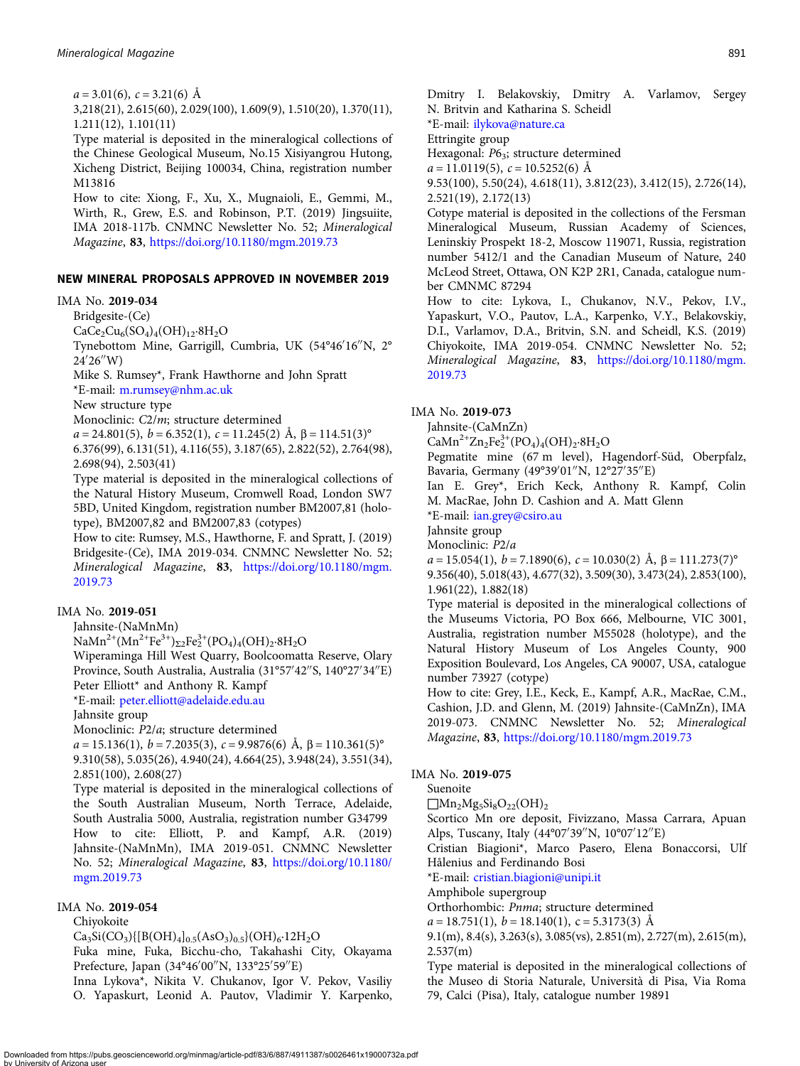$a$ = 3.01(6), $c$ = 3.21(6) Å

3,218(21), 2.615(60), 2.029(100), 1.609(9), 1.510(20), 1.370(11), 1.211(12), 1.101(11)

Type material is deposited in the mineralogical collections of the Chinese Geological Museum, No.15 Xisiyangrou Hutong, Xicheng District, Beijing 100034, China, registration number M13816

How to cite: Xiong, F., Xu, X., Mugnaioli, E., Gemmi, M., Wirth, R., Grew, E.S. and Robinson, P.T. (2019) Jingsuiite, IMA 2018-117b. CNMNC Newsletter No. 52; *Mineralogical Magazine*, **83**, https://doi.org/10.1180/mgm.2019.73

## NEW MINERAL PROPOSALS APPROVED IN NOVEMBER 2019

IMA No. **2019-034**

Bridgesite-(Ce)

$CaCe_2Cu_6(SO_4)_4(OH)_{12}{\cdot}8H_2O$

Tynebottom Mine, Garrigill, Cumbria, UK (54°46′16″N, 2° 24′26″W)

Mike S. Rumsey*, Frank Hawthorne and John Spratt

*E-mail: m.rumsey@nhm.ac.uk

New structure type

Monoclinic: $C2/m$; structure determined

$a$ = 24.801(5), $b$ = 6.352(1), $c$ = 11.245(2) Å, β = 114.51(3)°

6.376(99), 6.131(51), 4.116(55), 3.187(65), 2.822(52), 2.764(98), 2.698(94), 2.503(41)

Type material is deposited in the mineralogical collections of the Natural History Museum, Cromwell Road, London SW7 5BD, United Kingdom, registration number BM2007,81 (holotype), BM2007,82 and BM2007,83 (cotypes)

How to cite: Rumsey, M.S., Hawthorne, F. and Spratt, J. (2019) Bridgesite-(Ce), IMA 2019-034. CNMNC Newsletter No. 52; *Mineralogical Magazine*, **83**, https://doi.org/10.1180/mgm.2019.73

IMA No. **2019-051**

Jahnsite-(NaMnMn)

$NaMn^{2+}(Mn^{2+}Fe^{3+})_{\Sigma 2}Fe^{3+}_2(PO_4)_4(OH)_2{\cdot}8H_2O$

Wiperaminga Hill West Quarry, Boolcoomatta Reserve, Olary Province, South Australia, Australia (31°57′42″S, 140°27′34″E)

Peter Elliott* and Anthony R. Kampf

*E-mail: peter.elliott@adelaide.edu.au

Jahnsite group

Monoclinic: $P2/a$; structure determined

$a$ = 15.136(1), $b$ = 7.2035(3), $c$ = 9.9876(6) Å, β = 110.361(5)°

9.310(58), 5.035(26), 4.940(24), 4.664(25), 3.948(24), 3.551(34), 2.851(100), 2.608(27)

Type material is deposited in the mineralogical collections of the South Australian Museum, North Terrace, Adelaide, South Australia 5000, Australia, registration number G34799

How to cite: Elliott, P. and Kampf, A.R. (2019) Jahnsite-(NaMnMn), IMA 2019-051. CNMNC Newsletter No. 52; *Mineralogical Magazine*, **83**, https://doi.org/10.1180/mgm.2019.73

IMA No. **2019-054**

Chiyokoite

$Ca_3Si(CO_3)\{[B(OH)_4]_{0.5}(AsO_3)_{0.5}\}(OH)_6{\cdot}12H_2O$

Fuka mine, Fuka, Bicchu-cho, Takahashi City, Okayama Prefecture, Japan (34°46′00″N, 133°25′59″E)

Inna Lykova*, Nikita V. Chukanov, Igor V. Pekov, Vasiliy O. Yapaskurt, Leonid A. Pautov, Vladimir Y. Karpenko, Dmitry I. Belakovskiy, Dmitry A. Varlamov, Sergey N. Britvin and Katharina S. Scheidl

*E-mail: ilykova@nature.ca

Ettringite group

Hexagonal: $P6_3$; structure determined

$a$ = 11.0119(5), $c$ = 10.5252(6) Å

9.53(100), 5.50(24), 4.618(11), 3.812(23), 3.412(15), 2.726(14), 2.521(19), 2.172(13)

Cotype material is deposited in the collections of the Fersman Mineralogical Museum, Russian Academy of Sciences, Leninskiy Prospekt 18-2, Moscow 119071, Russia, registration number 5412/1 and the Canadian Museum of Nature, 240 McLeod Street, Ottawa, ON K2P 2R1, Canada, catalogue number CMNMC 87294

How to cite: Lykova, I., Chukanov, N.V., Pekov, I.V., Yapaskurt, V.O., Pautov, L.A., Karpenko, V.Y., Belakovskiy, D.I., Varlamov, D.A., Britvin, S.N. and Scheidl, K.S. (2019) Chiyokoite, IMA 2019-054. CNMNC Newsletter No. 52; *Mineralogical Magazine*, **83**, https://doi.org/10.1180/mgm.2019.73

IMA No. **2019-073**

Jahnsite-(CaMnZn)

$CaMn^{2+}Zn_2Fe^{3+}_2(PO_4)_4(OH)_2{\cdot}8H_2O$

Pegmatite mine (67 m level), Hagendorf-Süd, Oberpfalz, Bavaria, Germany (49°39′01″N, 12°27′35″E)

Ian E. Grey*, Erich Keck, Anthony R. Kampf, Colin M. MacRae, John D. Cashion and A. Matt Glenn

*E-mail: ian.grey@csiro.au

Jahnsite group

Monoclinic: $P2/a$

$a$ = 15.054(1), $b$ = 7.1890(6), $c$ = 10.030(2) Å, β = 111.273(7)°

9.356(40), 5.018(43), 4.677(32), 3.509(30), 3.473(24), 2.853(100), 1.961(22), 1.882(18)

Type material is deposited in the mineralogical collections of the Museums Victoria, PO Box 666, Melbourne, VIC 3001, Australia, registration number M55028 (holotype), and the Natural History Museum of Los Angeles County, 900 Exposition Boulevard, Los Angeles, CA 90007, USA, catalogue number 73927 (cotype)

How to cite: Grey, I.E., Keck, E., Kampf, A.R., MacRae, C.M., Cashion, J.D. and Glenn, M. (2019) Jahnsite-(CaMnZn), IMA 2019-073. CNMNC Newsletter No. 52; *Mineralogical Magazine*, **83**, https://doi.org/10.1180/mgm.2019.73

IMA No. **2019-075**

Suenoite

$\square Mn_2Mg_5Si_8O_{22}(OH)_2$

Scortico Mn ore deposit, Fivizzano, Massa Carrara, Apuan Alps, Tuscany, Italy (44°07′39″N, 10°07′12″E)

Cristian Biagioni*, Marco Pasero, Elena Bonaccorsi, Ulf Hålenius and Ferdinando Bosi

*E-mail: cristian.biagioni@unipi.it

Amphibole supergroup

Orthorhombic: $Pnma$; structure determined

$a$ = 18.751(1), $b$ = 18.140(1), c = 5.3173(3) Å

9.1(m), 8.4(s), 3.263(s), 3.085(vs), 2.851(m), 2.727(m), 2.615(m), 2.537(m)

Type material is deposited in the mineralogical collections of the Museo di Storia Naturale, Università di Pisa, Via Roma 79, Calci (Pisa), Italy, catalogue number 19891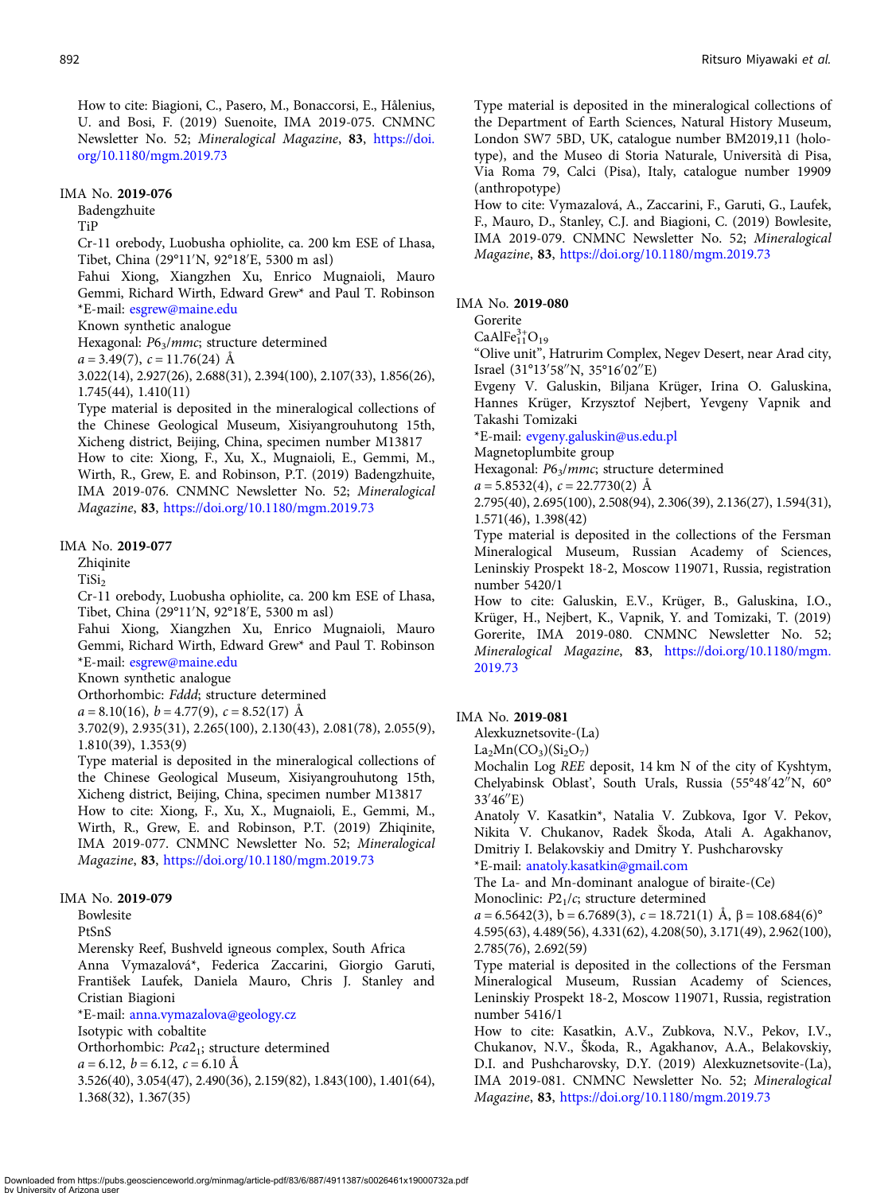How to cite: Biagioni, C., Pasero, M., Bonaccorsi, E., Hålenius, U. and Bosi, F. (2019) Suenoite, IMA 2019-075. CNMNC Newsletter No. 52; *Mineralogical Magazine*, **83**, https://doi.org/10.1180/mgm.2019.73

IMA No. **2019-076**

Badengzhuite

TiP

Cr-11 orebody, Luobusha ophiolite, ca. 200 km ESE of Lhasa, Tibet, China (29°11′N, 92°18′E, 5300 m asl)

Fahui Xiong, Xiangzhen Xu, Enrico Mugnaioli, Mauro Gemmi, Richard Wirth, Edward Grew* and Paul T. Robinson

*E-mail: esgrew@maine.edu

Known synthetic analogue

Hexagonal: $P6_3/mmc$; structure determined

$a$ = 3.49(7), $c$ = 11.76(24) Å

3.022(14), 2.927(26), 2.688(31), 2.394(100), 2.107(33), 1.856(26), 1.745(44), 1.410(11)

Type material is deposited in the mineralogical collections of the Chinese Geological Museum, Xisiyangrouhutong 15th, Xicheng district, Beijing, China, specimen number M13817

How to cite: Xiong, F., Xu, X., Mugnaioli, E., Gemmi, M., Wirth, R., Grew, E. and Robinson, P.T. (2019) Badengzhuite, IMA 2019-076. CNMNC Newsletter No. 52; *Mineralogical Magazine*, **83**, https://doi.org/10.1180/mgm.2019.73

IMA No. **2019-077**

Zhiqinite

$TiSi_2$

Cr-11 orebody, Luobusha ophiolite, ca. 200 km ESE of Lhasa, Tibet, China (29°11′N, 92°18′E, 5300 m asl)

Fahui Xiong, Xiangzhen Xu, Enrico Mugnaioli, Mauro Gemmi, Richard Wirth, Edward Grew* and Paul T. Robinson

*E-mail: esgrew@maine.edu

Known synthetic analogue

Orthorhombic: $Fddd$; structure determined

$a$ = 8.10(16), $b$ = 4.77(9), $c$ = 8.52(17) Å

3.702(9), 2.935(31), 2.265(100), 2.130(43), 2.081(78), 2.055(9), 1.810(39), 1.353(9)

Type material is deposited in the mineralogical collections of the Chinese Geological Museum, Xisiyangrouhutong 15th, Xicheng district, Beijing, China, specimen number M13817

How to cite: Xiong, F., Xu, X., Mugnaioli, E., Gemmi, M., Wirth, R., Grew, E. and Robinson, P.T. (2019) Zhiqinite, IMA 2019-077. CNMNC Newsletter No. 52; *Mineralogical Magazine*, **83**, https://doi.org/10.1180/mgm.2019.73

IMA No. **2019-079**

Bowlesite

PtSnS

Merensky Reef, Bushveld igneous complex, South Africa

Anna Vymazalová*, Federica Zaccarini, Giorgio Garuti, František Laufek, Daniela Mauro, Chris J. Stanley and Cristian Biagioni

*E-mail: anna.vymazalova@geology.cz

Isotypic with cobaltite

Orthorhombic: $Pca2_1$; structure determined

$a$ = 6.12, $b$ = 6.12, $c$ = 6.10 Å

3.526(40), 3.054(47), 2.490(36), 2.159(82), 1.843(100), 1.401(64), 1.368(32), 1.367(35)

Type material is deposited in the mineralogical collections of the Department of Earth Sciences, Natural History Museum, London SW7 5BD, UK, catalogue number BM2019,11 (holotype), and the Museo di Storia Naturale, Università di Pisa, Via Roma 79, Calci (Pisa), Italy, catalogue number 19909 (anthropotype)

How to cite: Vymazalová, A., Zaccarini, F., Garuti, G., Laufek, F., Mauro, D., Stanley, C.J. and Biagioni, C. (2019) Bowlesite, IMA 2019-079. CNMNC Newsletter No. 52; *Mineralogical Magazine*, **83**, https://doi.org/10.1180/mgm.2019.73

IMA No. **2019-080**

Gorerite

$CaAlFe^{3+}_{11}O_{19}$

"Olive unit", Hatrurim Complex, Negev Desert, near Arad city, Israel (31°13′58′′N, 35°16′02′′E)

Evgeny V. Galuskin, Biljana Krüger, Irina O. Galuskina, Hannes Krüger, Krzysztof Nejbert, Yevgeny Vapnik and Takashi Tomizaki

*E-mail: evgeny.galuskin@us.edu.pl

Magnetoplumbite group

Hexagonal: $P6_3/mmc$; structure determined

$a$ = 5.8532(4), $c$ = 22.7730(2) Å

2.795(40), 2.695(100), 2.508(94), 2.306(39), 2.136(27), 1.594(31), 1.571(46), 1.398(42)

Type material is deposited in the collections of the Fersman Mineralogical Museum, Russian Academy of Sciences, Leninskiy Prospekt 18-2, Moscow 119071, Russia, registration number 5420/1

How to cite: Galuskin, E.V., Krüger, B., Galuskina, I.O., Krüger, H., Nejbert, K., Vapnik, Y. and Tomizaki, T. (2019) Gorerite, IMA 2019-080. CNMNC Newsletter No. 52; *Mineralogical Magazine*, **83**, https://doi.org/10.1180/mgm.2019.73

IMA No. **2019-081**

Alexkuznetsovite-(La)

$La_2Mn(CO_3)(Si_2O_7)$

Mochalin Log *REE* deposit, 14 km N of the city of Kyshtym, Chelyabinsk Oblast', South Urals, Russia (55°48′42′′N, 60°33′46′′E)

Anatoly V. Kasatkin*, Natalia V. Zubkova, Igor V. Pekov, Nikita V. Chukanov, Radek Škoda, Atali A. Agakhanov, Dmitriy I. Belakovskiy and Dmitry Y. Pushcharovsky

*E-mail: anatoly.kasatkin@gmail.com

The La- and Mn-dominant analogue of biraite-(Ce)

Monoclinic: $P2_1/c$; structure determined

$a$ = 6.5642(3), b = 6.7689(3), $c$ = 18.721(1) Å, β = 108.684(6)°

4.595(63), 4.489(56), 4.331(62), 4.208(50), 3.171(49), 2.962(100), 2.785(76), 2.692(59)

Type material is deposited in the collections of the Fersman Mineralogical Museum, Russian Academy of Sciences, Leninskiy Prospekt 18-2, Moscow 119071, Russia, registration number 5416/1

How to cite: Kasatkin, A.V., Zubkova, N.V., Pekov, I.V., Chukanov, N.V., Škoda, R., Agakhanov, A.A., Belakovskiy, D.I. and Pushcharovsky, D.Y. (2019) Alexkuznetsovite-(La), IMA 2019-081. CNMNC Newsletter No. 52; *Mineralogical Magazine*, **83**, https://doi.org/10.1180/mgm.2019.73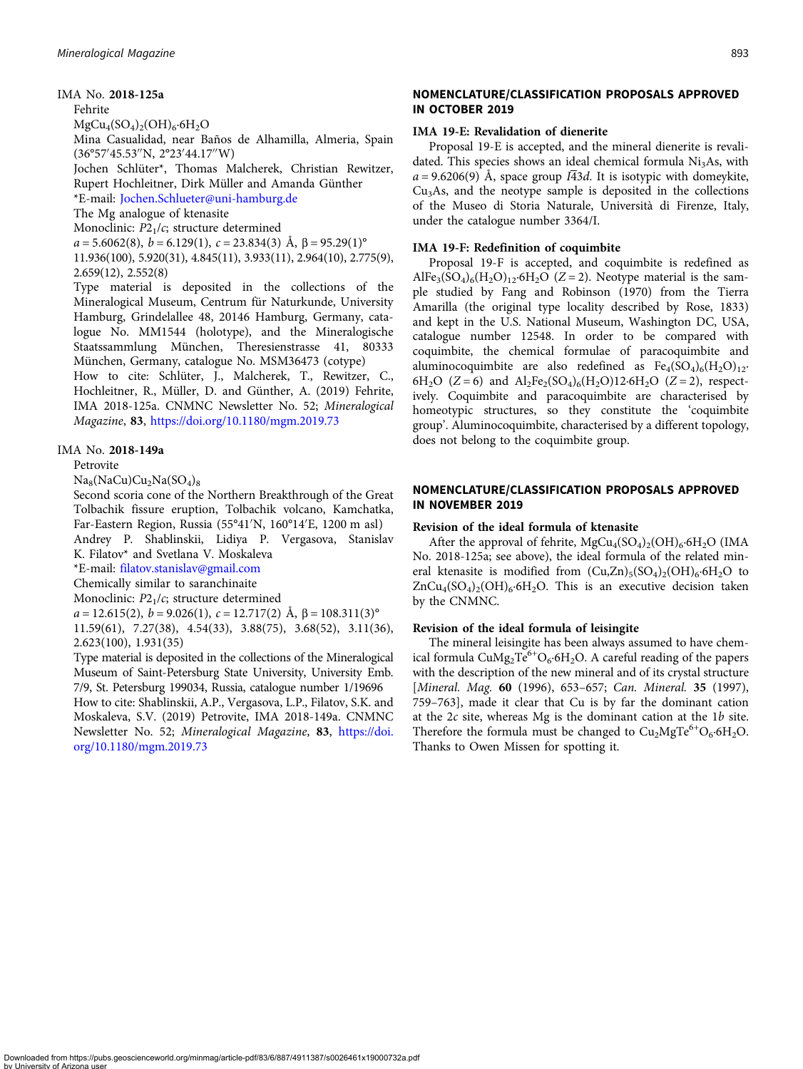IMA No. **2018-125a**

Fehrite

$MgCu_4(SO_4)_2(OH)_6{\cdot}6H_2O$

Mina Casualidad, near Baños de Alhamilla, Almeria, Spain (36°57′45.53″N, 2°23′44.17″W)

Jochen Schlüter*, Thomas Malcherek, Christian Rewitzer, Rupert Hochleitner, Dirk Müller and Amanda Günther

*E-mail: Jochen.Schlueter@uni-hamburg.de

The Mg analogue of ktenasite

Monoclinic: $P2_1/c$; structure determined

$a$ = 5.6062(8), $b$ = 6.129(1), $c$ = 23.834(3) Å, β = 95.29(1)°

11.936(100), 5.920(31), 4.845(11), 3.933(11), 2.964(10), 2.775(9), 2.659(12), 2.552(8)

Type material is deposited in the collections of the Mineralogical Museum, Centrum für Naturkunde, University Hamburg, Grindelallee 48, 20146 Hamburg, Germany, catalogue No. MM1544 (holotype), and the Mineralogische Staatssammlung München, Theresienstrasse 41, 80333 München, Germany, catalogue No. MSM36473 (cotype)

How to cite: Schlüter, J., Malcherek, T., Rewitzer, C., Hochleitner, R., Müller, D. and Günther, A. (2019) Fehrite, IMA 2018-125a. CNMNC Newsletter No. 52; *Mineralogical Magazine*, **83**, https://doi.org/10.1180/mgm.2019.73

IMA No. **2018-149a**

Petrovite

$Na_8(NaCu)Cu_2Na(SO_4)_8$

Second scoria cone of the Northern Breakthrough of the Great Tolbachik fissure eruption, Tolbachik volcano, Kamchatka, Far-Eastern Region, Russia (55°41′N, 160°14′E, 1200 m asl)

Andrey P. Shablinskii, Lidiya P. Vergasova, Stanislav K. Filatov* and Svetlana V. Moskaleva

*E-mail: filatov.stanislav@gmail.com

Chemically similar to saranchinaite

Monoclinic: $P2_1/c$; structure determined

$a$ = 12.615(2), $b$ = 9.026(1), $c$ = 12.717(2) Å, β = 108.311(3)°

11.59(61), 7.27(38), 4.54(33), 3.88(75), 3.68(52), 3.11(36), 2.623(100), 1.931(35)

Type material is deposited in the collections of the Mineralogical Museum of Saint-Petersburg State University, University Emb. 7/9, St. Petersburg 199034, Russia, catalogue number 1/19696

How to cite: Shablinskii, A.P., Vergasova, L.P., Filatov, S.K. and Moskaleva, S.V. (2019) Petrovite, IMA 2018-149a. CNMNC Newsletter No. 52; *Mineralogical Magazine*, **83**, https://doi.org/10.1180/mgm.2019.73

## NOMENCLATURE/CLASSIFICATION PROPOSALS APPROVED IN OCTOBER 2019

### IMA 19-E: Revalidation of dienerite

Proposal 19-E is accepted, and the mineral dienerite is revalidated. This species shows an ideal chemical formula $Ni_3As$, with $a$ = 9.6206(9) Å, space group $I\bar{4}3d$. It is isotypic with domeykite, $Cu_3As$, and the neotype sample is deposited in the collections of the Museo di Storia Naturale, Università di Firenze, Italy, under the catalogue number 3364/I.

### IMA 19-F: Redefinition of coquimbite

Proposal 19-F is accepted, and coquimbite is redefined as $AlFe_3(SO_4)_6(H_2O)_{12}{\cdot}6H_2O$ ($Z$ = 2). Neotype material is the sample studied by Fang and Robinson (1970) from the Tierra Amarilla (the original type locality described by Rose, 1833) and kept in the U.S. National Museum, Washington DC, USA, catalogue number 12548. In order to be compared with coquimbite, the chemical formulae of paracoquimbite and aluminocoquimbite are also redefined as $Fe_4(SO_4)_6(H_2O)_{12}{\cdot}6H_2O$ ($Z$ = 6) and $Al_2Fe_2(SO_4)_6(H_2O)12{\cdot}6H_2O$ ($Z$ = 2), respectively. Coquimbite and paracoquimbite are characterised by homeotypic structures, so they constitute the 'coquimbite group'. Aluminocoquimbite, characterised by a different topology, does not belong to the coquimbite group.

## NOMENCLATURE/CLASSIFICATION PROPOSALS APPROVED IN NOVEMBER 2019

### Revision of the ideal formula of ktenasite

After the approval of fehrite, $MgCu_4(SO_4)_2(OH)_6{\cdot}6H_2O$ (IMA No. 2018-125a; see above), the ideal formula of the related mineral ktenasite is modified from $(Cu,Zn)_5(SO_4)_2(OH)_6{\cdot}6H_2O$ to $ZnCu_4(SO_4)_2(OH)_6{\cdot}6H_2O$. This is an executive decision taken by the CNMNC.

### Revision of the ideal formula of leisingite

The mineral leisingite has been always assumed to have chemical formula $CuMg_2Te^{6+}O_6{\cdot}6H_2O$. A careful reading of the papers with the description of the new mineral and of its crystal structure [*Mineral. Mag.* **60** (1996), 653–657; *Can. Mineral.* **35** (1997), 759–763], made it clear that Cu is by far the dominant cation at the 2$c$ site, whereas Mg is the dominant cation at the 1$b$ site. Therefore the formula must be changed to $Cu_2MgTe^{6+}O_6{\cdot}6H_2O$. Thanks to Owen Missen for spotting it.